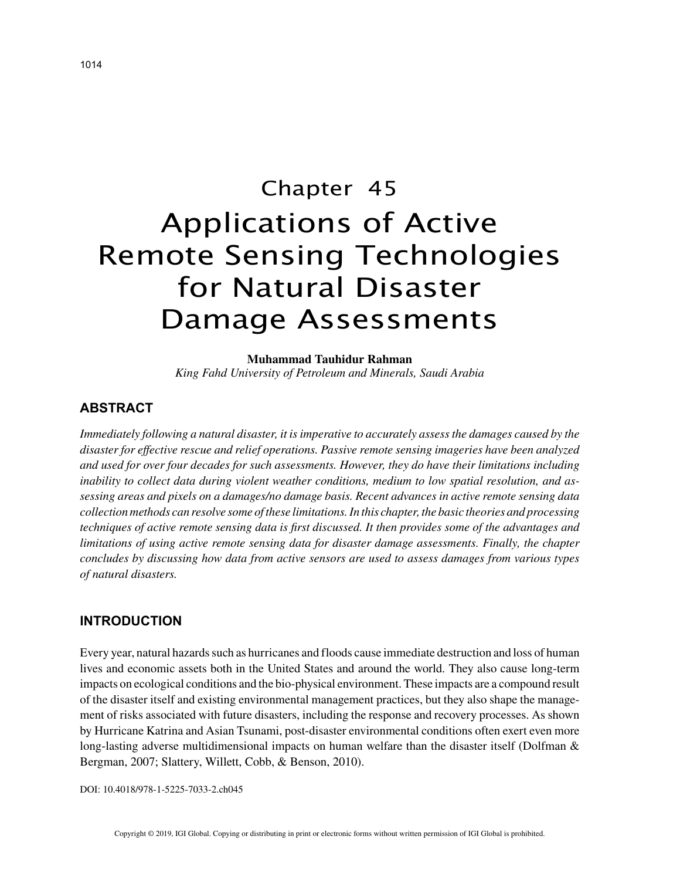# Chapter 45
# Applications of Active Remote Sensing Technologies for Natural Disaster Damage Assessments

**Muhammad Tauhidur Rahman**
*King Fahd University of Petroleum and Minerals, Saudi Arabia*

## ABSTRACT

*Immediately following a natural disaster, it is imperative to accurately assess the damages caused by the disaster for effective rescue and relief operations. Passive remote sensing imageries have been analyzed and used for over four decades for such assessments. However, they do have their limitations including inability to collect data during violent weather conditions, medium to low spatial resolution, and assessing areas and pixels on a damages/no damage basis. Recent advances in active remote sensing data collection methods can resolve some of these limitations. In this chapter, the basic theories and processing techniques of active remote sensing data is first discussed. It then provides some of the advantages and limitations of using active remote sensing data for disaster damage assessments. Finally, the chapter concludes by discussing how data from active sensors are used to assess damages from various types of natural disasters.*

## INTRODUCTION

Every year, natural hazards such as hurricanes and floods cause immediate destruction and loss of human lives and economic assets both in the United States and around the world. They also cause long-term impacts on ecological conditions and the bio-physical environment. These impacts are a compound result of the disaster itself and existing environmental management practices, but they also shape the management of risks associated with future disasters, including the response and recovery processes. As shown by Hurricane Katrina and Asian Tsunami, post-disaster environmental conditions often exert even more long-lasting adverse multidimensional impacts on human welfare than the disaster itself (Dolfman & Bergman, 2007; Slattery, Willett, Cobb, & Benson, 2010).

DOI: 10.4018/978-1-5225-7033-2.ch045

Copyright © 2019, IGI Global. Copying or distributing in print or electronic forms without written permission of IGI Global is prohibited.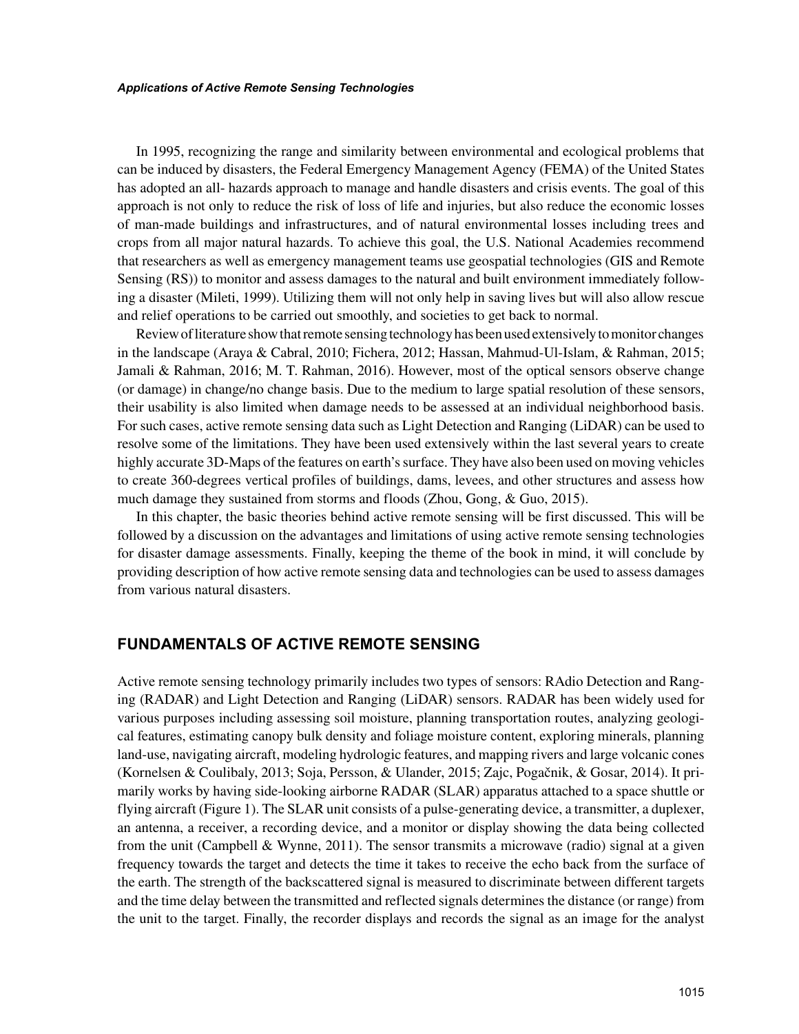In 1995, recognizing the range and similarity between environmental and ecological problems that can be induced by disasters, the Federal Emergency Management Agency (FEMA) of the United States has adopted an all- hazards approach to manage and handle disasters and crisis events. The goal of this approach is not only to reduce the risk of loss of life and injuries, but also reduce the economic losses of man-made buildings and infrastructures, and of natural environmental losses including trees and crops from all major natural hazards. To achieve this goal, the U.S. National Academies recommend that researchers as well as emergency management teams use geospatial technologies (GIS and Remote Sensing (RS)) to monitor and assess damages to the natural and built environment immediately following a disaster (Mileti, 1999). Utilizing them will not only help in saving lives but will also allow rescue and relief operations to be carried out smoothly, and societies to get back to normal.

Review of literature show that remote sensing technology has been used extensively to monitor changes in the landscape (Araya & Cabral, 2010; Fichera, 2012; Hassan, Mahmud-Ul-Islam, & Rahman, 2015; Jamali & Rahman, 2016; M. T. Rahman, 2016). However, most of the optical sensors observe change (or damage) in change/no change basis. Due to the medium to large spatial resolution of these sensors, their usability is also limited when damage needs to be assessed at an individual neighborhood basis. For such cases, active remote sensing data such as Light Detection and Ranging (LiDAR) can be used to resolve some of the limitations. They have been used extensively within the last several years to create highly accurate 3D-Maps of the features on earth's surface. They have also been used on moving vehicles to create 360-degrees vertical profiles of buildings, dams, levees, and other structures and assess how much damage they sustained from storms and floods (Zhou, Gong, & Guo, 2015).

In this chapter, the basic theories behind active remote sensing will be first discussed. This will be followed by a discussion on the advantages and limitations of using active remote sensing technologies for disaster damage assessments. Finally, keeping the theme of the book in mind, it will conclude by providing description of how active remote sensing data and technologies can be used to assess damages from various natural disasters.

## FUNDAMENTALS OF ACTIVE REMOTE SENSING

Active remote sensing technology primarily includes two types of sensors: RAdio Detection and Ranging (RADAR) and Light Detection and Ranging (LiDAR) sensors. RADAR has been widely used for various purposes including assessing soil moisture, planning transportation routes, analyzing geological features, estimating canopy bulk density and foliage moisture content, exploring minerals, planning land-use, navigating aircraft, modeling hydrologic features, and mapping rivers and large volcanic cones (Kornelsen & Coulibaly, 2013; Soja, Persson, & Ulander, 2015; Zajc, Pogačnik, & Gosar, 2014). It primarily works by having side-looking airborne RADAR (SLAR) apparatus attached to a space shuttle or flying aircraft (Figure 1). The SLAR unit consists of a pulse-generating device, a transmitter, a duplexer, an antenna, a receiver, a recording device, and a monitor or display showing the data being collected from the unit (Campbell & Wynne, 2011). The sensor transmits a microwave (radio) signal at a given frequency towards the target and detects the time it takes to receive the echo back from the surface of the earth. The strength of the backscattered signal is measured to discriminate between different targets and the time delay between the transmitted and reflected signals determines the distance (or range) from the unit to the target. Finally, the recorder displays and records the signal as an image for the analyst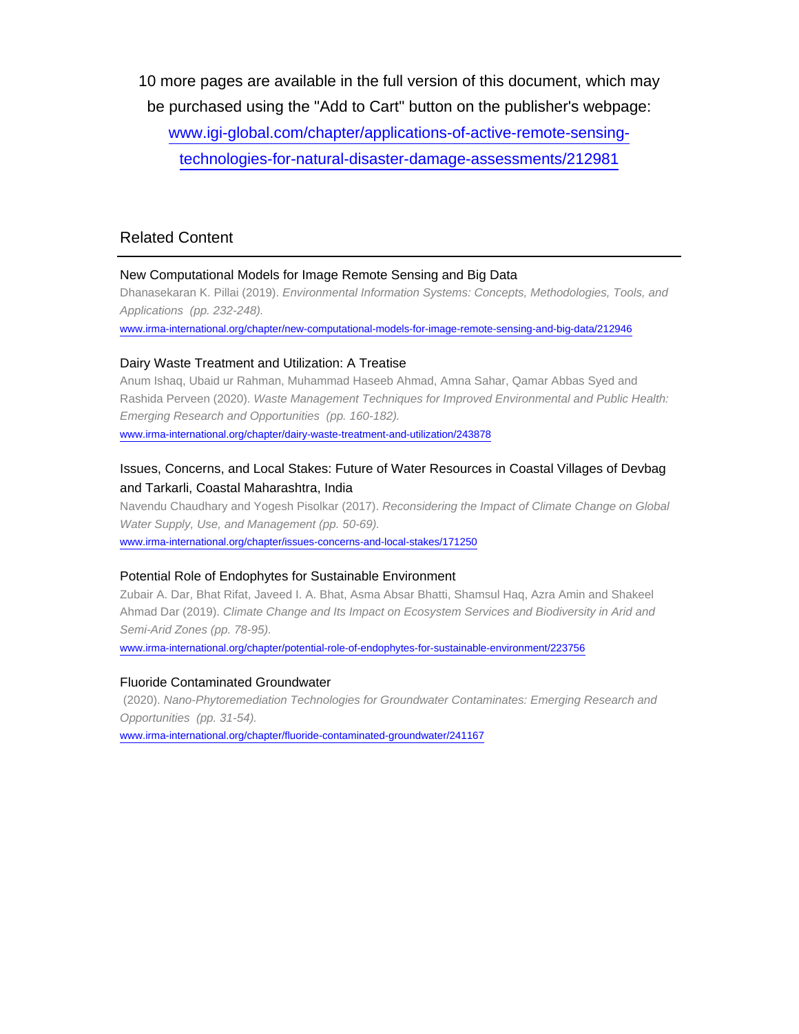10 more pages are available in the full version of this document, which may be purchased using the "Add to Cart" button on the publisher's webpage: [www.igi-global.com/chapter/applications-of-active-remote-sensing-technologies-for-natural-disaster-damage-assessments/212981](www.igi-global.com/chapter/applications-of-active-remote-sensing-technologies-for-natural-disaster-damage-assessments/212981)

## Related Content

### New Computational Models for Image Remote Sensing and Big Data

Dhanasekaran K. Pillai (2019). *Environmental Information Systems: Concepts, Methodologies, Tools, and Applications (pp. 232-248).*

[www.irma-international.org/chapter/new-computational-models-for-image-remote-sensing-and-big-data/212946](www.irma-international.org/chapter/new-computational-models-for-image-remote-sensing-and-big-data/212946)

### Dairy Waste Treatment and Utilization: A Treatise

Anum Ishaq, Ubaid ur Rahman, Muhammad Haseeb Ahmad, Amna Sahar, Qamar Abbas Syed and Rashida Perveen (2020). *Waste Management Techniques for Improved Environmental and Public Health: Emerging Research and Opportunities (pp. 160-182).*

[www.irma-international.org/chapter/dairy-waste-treatment-and-utilization/243878](www.irma-international.org/chapter/dairy-waste-treatment-and-utilization/243878)

### Issues, Concerns, and Local Stakes: Future of Water Resources in Coastal Villages of Devbag and Tarkarli, Coastal Maharashtra, India

Navendu Chaudhary and Yogesh Pisolkar (2017). *Reconsidering the Impact of Climate Change on Global Water Supply, Use, and Management (pp. 50-69).*

[www.irma-international.org/chapter/issues-concerns-and-local-stakes/171250](www.irma-international.org/chapter/issues-concerns-and-local-stakes/171250)

### Potential Role of Endophytes for Sustainable Environment

Zubair A. Dar, Bhat Rifat, Javeed I. A. Bhat, Asma Absar Bhatti, Shamsul Haq, Azra Amin and Shakeel Ahmad Dar (2019). *Climate Change and Its Impact on Ecosystem Services and Biodiversity in Arid and Semi-Arid Zones (pp. 78-95).*

[www.irma-international.org/chapter/potential-role-of-endophytes-for-sustainable-environment/223756](www.irma-international.org/chapter/potential-role-of-endophytes-for-sustainable-environment/223756)

### Fluoride Contaminated Groundwater

(2020). *Nano-Phytoremediation Technologies for Groundwater Contaminates: Emerging Research and Opportunities (pp. 31-54).*

[www.irma-international.org/chapter/fluoride-contaminated-groundwater/241167](www.irma-international.org/chapter/fluoride-contaminated-groundwater/241167)